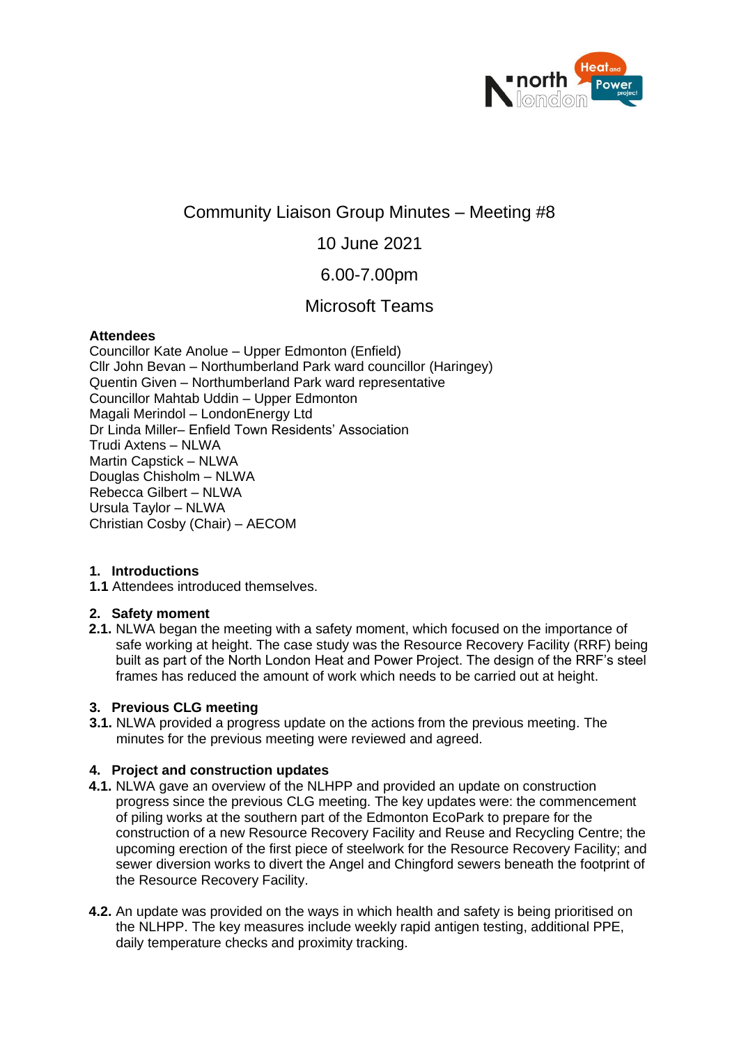# Community Liaison Group Minutes – Meeting #8

10 June 2021

6.00-7.00pm

Microsoft Teams

**Attendees**

Councillor Kate Anolue – Upper Edmonton (Enfield)
Cllr John Bevan – Northumberland Park ward councillor (Haringey)
Quentin Given – Northumberland Park ward representative
Councillor Mahtab Uddin – Upper Edmonton
Magali Merindol – LondonEnergy Ltd
Dr Linda Miller– Enfield Town Residents' Association
Trudi Axtens – NLWA
Martin Capstick – NLWA
Douglas Chisholm – NLWA
Rebecca Gilbert – NLWA
Ursula Taylor – NLWA
Christian Cosby (Chair) – AECOM

## 1. Introductions

**1.1** Attendees introduced themselves.

## 2. Safety moment

**2.1.** NLWA began the meeting with a safety moment, which focused on the importance of safe working at height. The case study was the Resource Recovery Facility (RRF) being built as part of the North London Heat and Power Project. The design of the RRF's steel frames has reduced the amount of work which needs to be carried out at height.

## 3. Previous CLG meeting

**3.1.** NLWA provided a progress update on the actions from the previous meeting. The minutes for the previous meeting were reviewed and agreed.

## 4. Project and construction updates

**4.1.** NLWA gave an overview of the NLHPP and provided an update on construction progress since the previous CLG meeting. The key updates were: the commencement of piling works at the southern part of the Edmonton EcoPark to prepare for the construction of a new Resource Recovery Facility and Reuse and Recycling Centre; the upcoming erection of the first piece of steelwork for the Resource Recovery Facility; and sewer diversion works to divert the Angel and Chingford sewers beneath the footprint of the Resource Recovery Facility.

**4.2.** An update was provided on the ways in which health and safety is being prioritised on the NLHPP. The key measures include weekly rapid antigen testing, additional PPE, daily temperature checks and proximity tracking.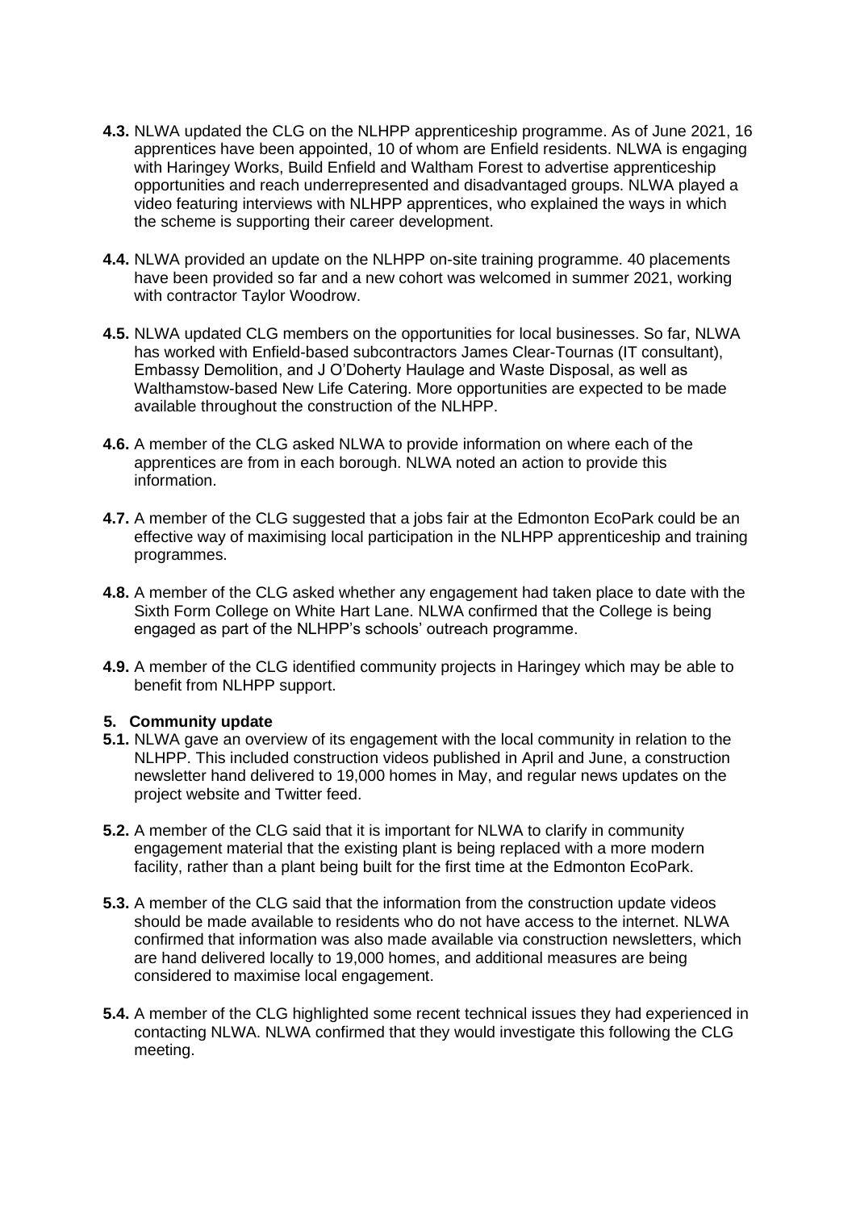**4.3.** NLWA updated the CLG on the NLHPP apprenticeship programme. As of June 2021, 16 apprentices have been appointed, 10 of whom are Enfield residents. NLWA is engaging with Haringey Works, Build Enfield and Waltham Forest to advertise apprenticeship opportunities and reach underrepresented and disadvantaged groups. NLWA played a video featuring interviews with NLHPP apprentices, who explained the ways in which the scheme is supporting their career development.

**4.4.** NLWA provided an update on the NLHPP on-site training programme. 40 placements have been provided so far and a new cohort was welcomed in summer 2021, working with contractor Taylor Woodrow.

**4.5.** NLWA updated CLG members on the opportunities for local businesses. So far, NLWA has worked with Enfield-based subcontractors James Clear-Tournas (IT consultant), Embassy Demolition, and J O'Doherty Haulage and Waste Disposal, as well as Walthamstow-based New Life Catering. More opportunities are expected to be made available throughout the construction of the NLHPP.

**4.6.** A member of the CLG asked NLWA to provide information on where each of the apprentices are from in each borough. NLWA noted an action to provide this information.

**4.7.** A member of the CLG suggested that a jobs fair at the Edmonton EcoPark could be an effective way of maximising local participation in the NLHPP apprenticeship and training programmes.

**4.8.** A member of the CLG asked whether any engagement had taken place to date with the Sixth Form College on White Hart Lane. NLWA confirmed that the College is being engaged as part of the NLHPP's schools' outreach programme.

**4.9.** A member of the CLG identified community projects in Haringey which may be able to benefit from NLHPP support.

## 5. Community update

**5.1.** NLWA gave an overview of its engagement with the local community in relation to the NLHPP. This included construction videos published in April and June, a construction newsletter hand delivered to 19,000 homes in May, and regular news updates on the project website and Twitter feed.

**5.2.** A member of the CLG said that it is important for NLWA to clarify in community engagement material that the existing plant is being replaced with a more modern facility, rather than a plant being built for the first time at the Edmonton EcoPark.

**5.3.** A member of the CLG said that the information from the construction update videos should be made available to residents who do not have access to the internet. NLWA confirmed that information was also made available via construction newsletters, which are hand delivered locally to 19,000 homes, and additional measures are being considered to maximise local engagement.

**5.4.** A member of the CLG highlighted some recent technical issues they had experienced in contacting NLWA. NLWA confirmed that they would investigate this following the CLG meeting.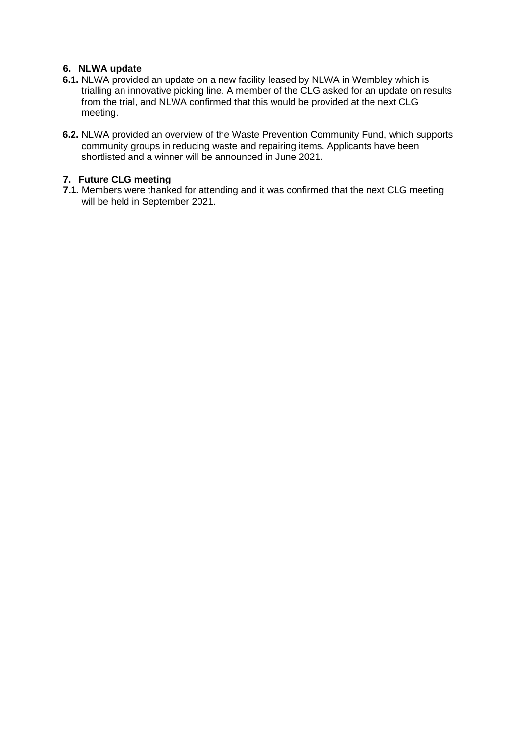## 6. NLWA update

**6.1.** NLWA provided an update on a new facility leased by NLWA in Wembley which is trialling an innovative picking line. A member of the CLG asked for an update on results from the trial, and NLWA confirmed that this would be provided at the next CLG meeting.

**6.2.** NLWA provided an overview of the Waste Prevention Community Fund, which supports community groups in reducing waste and repairing items. Applicants have been shortlisted and a winner will be announced in June 2021.

## 7. Future CLG meeting

**7.1.** Members were thanked for attending and it was confirmed that the next CLG meeting will be held in September 2021.